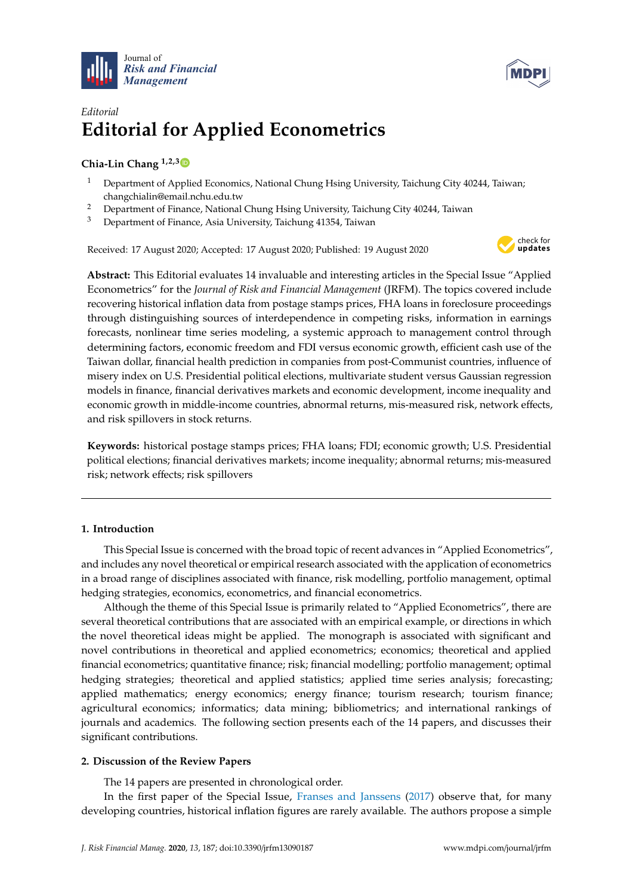Journal of
*Risk and Financial Management*

*Editorial*

# Editorial for Applied Econometrics

**Chia-Lin Chang** [1,2,3]

[1] Department of Applied Economics, National Chung Hsing University, Taichung City 40244, Taiwan; changchialin@email.nchu.edu.tw
[2] Department of Finance, National Chung Hsing University, Taichung City 40244, Taiwan
[3] Department of Finance, Asia University, Taichung 41354, Taiwan

Received: 17 August 2020; Accepted: 17 August 2020; Published: 19 August 2020

**Abstract:** This Editorial evaluates 14 invaluable and interesting articles in the Special Issue "Applied Econometrics" for the *Journal of Risk and Financial Management* (JRFM). The topics covered include recovering historical inflation data from postage stamps prices, FHA loans in foreclosure proceedings through distinguishing sources of interdependence in competing risks, information in earnings forecasts, nonlinear time series modeling, a systemic approach to management control through determining factors, economic freedom and FDI versus economic growth, efficient cash use of the Taiwan dollar, financial health prediction in companies from post-Communist countries, influence of misery index on U.S. Presidential political elections, multivariate student versus Gaussian regression models in finance, financial derivatives markets and economic development, income inequality and economic growth in middle-income countries, abnormal returns, mis-measured risk, network effects, and risk spillovers in stock returns.

**Keywords:** historical postage stamps prices; FHA loans; FDI; economic growth; U.S. Presidential political elections; financial derivatives markets; income inequality; abnormal returns; mis-measured risk; network effects; risk spillovers

## 1. Introduction

This Special Issue is concerned with the broad topic of recent advances in "Applied Econometrics", and includes any novel theoretical or empirical research associated with the application of econometrics in a broad range of disciplines associated with finance, risk modelling, portfolio management, optimal hedging strategies, economics, econometrics, and financial econometrics.

Although the theme of this Special Issue is primarily related to "Applied Econometrics", there are several theoretical contributions that are associated with an empirical example, or directions in which the novel theoretical ideas might be applied. The monograph is associated with significant and novel contributions in theoretical and applied econometrics; economics; theoretical and applied financial econometrics; quantitative finance; risk; financial modelling; portfolio management; optimal hedging strategies; theoretical and applied statistics; applied time series analysis; forecasting; applied mathematics; energy economics; energy finance; tourism research; tourism finance; agricultural economics; informatics; data mining; bibliometrics; and international rankings of journals and academics. The following section presents each of the 14 papers, and discusses their significant contributions.

## 2. Discussion of the Review Papers

The 14 papers are presented in chronological order.

In the first paper of the Special Issue, Franses and Janssens (2017) observe that, for many developing countries, historical inflation figures are rarely available. The authors propose a simple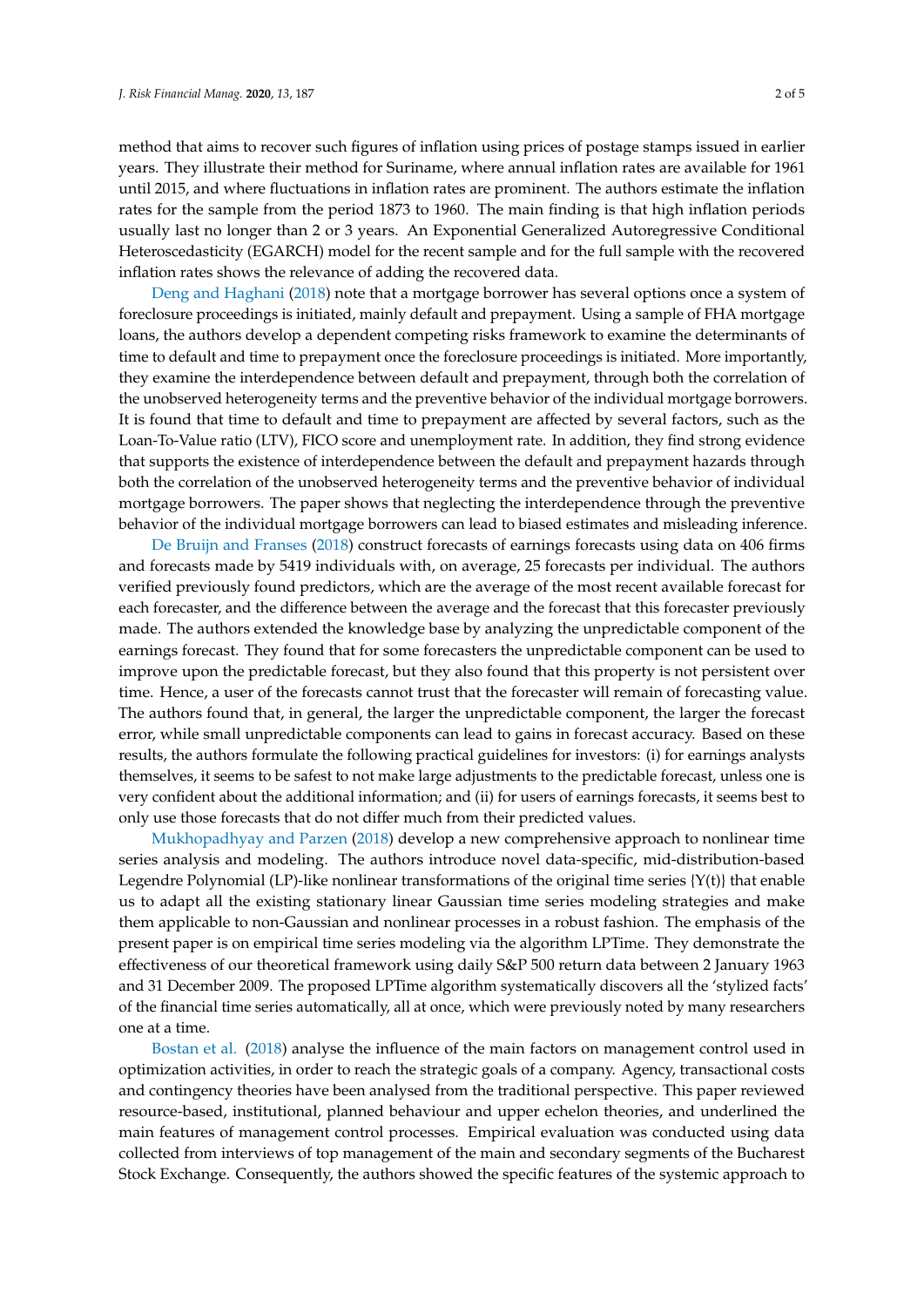method that aims to recover such figures of inflation using prices of postage stamps issued in earlier years. They illustrate their method for Suriname, where annual inflation rates are available for 1961 until 2015, and where fluctuations in inflation rates are prominent. The authors estimate the inflation rates for the sample from the period 1873 to 1960. The main finding is that high inflation periods usually last no longer than 2 or 3 years. An Exponential Generalized Autoregressive Conditional Heteroscedasticity (EGARCH) model for the recent sample and for the full sample with the recovered inflation rates shows the relevance of adding the recovered data.

Deng and Haghani (2018) note that a mortgage borrower has several options once a system of foreclosure proceedings is initiated, mainly default and prepayment. Using a sample of FHA mortgage loans, the authors develop a dependent competing risks framework to examine the determinants of time to default and time to prepayment once the foreclosure proceedings is initiated. More importantly, they examine the interdependence between default and prepayment, through both the correlation of the unobserved heterogeneity terms and the preventive behavior of the individual mortgage borrowers. It is found that time to default and time to prepayment are affected by several factors, such as the Loan-To-Value ratio (LTV), FICO score and unemployment rate. In addition, they find strong evidence that supports the existence of interdependence between the default and prepayment hazards through both the correlation of the unobserved heterogeneity terms and the preventive behavior of individual mortgage borrowers. The paper shows that neglecting the interdependence through the preventive behavior of the individual mortgage borrowers can lead to biased estimates and misleading inference.

De Bruijn and Franses (2018) construct forecasts of earnings forecasts using data on 406 firms and forecasts made by 5419 individuals with, on average, 25 forecasts per individual. The authors verified previously found predictors, which are the average of the most recent available forecast for each forecaster, and the difference between the average and the forecast that this forecaster previously made. The authors extended the knowledge base by analyzing the unpredictable component of the earnings forecast. They found that for some forecasters the unpredictable component can be used to improve upon the predictable forecast, but they also found that this property is not persistent over time. Hence, a user of the forecasts cannot trust that the forecaster will remain of forecasting value. The authors found that, in general, the larger the unpredictable component, the larger the forecast error, while small unpredictable components can lead to gains in forecast accuracy. Based on these results, the authors formulate the following practical guidelines for investors: (i) for earnings analysts themselves, it seems to be safest to not make large adjustments to the predictable forecast, unless one is very confident about the additional information; and (ii) for users of earnings forecasts, it seems best to only use those forecasts that do not differ much from their predicted values.

Mukhopadhyay and Parzen (2018) develop a new comprehensive approach to nonlinear time series analysis and modeling. The authors introduce novel data-specific, mid-distribution-based Legendre Polynomial (LP)-like nonlinear transformations of the original time series $\{Y(t)\}$ that enable us to adapt all the existing stationary linear Gaussian time series modeling strategies and make them applicable to non-Gaussian and nonlinear processes in a robust fashion. The emphasis of the present paper is on empirical time series modeling via the algorithm LPTime. They demonstrate the effectiveness of our theoretical framework using daily S&P 500 return data between 2 January 1963 and 31 December 2009. The proposed LPTime algorithm systematically discovers all the 'stylized facts' of the financial time series automatically, all at once, which were previously noted by many researchers one at a time.

Bostan et al. (2018) analyse the influence of the main factors on management control used in optimization activities, in order to reach the strategic goals of a company. Agency, transactional costs and contingency theories have been analysed from the traditional perspective. This paper reviewed resource-based, institutional, planned behaviour and upper echelon theories, and underlined the main features of management control processes. Empirical evaluation was conducted using data collected from interviews of top management of the main and secondary segments of the Bucharest Stock Exchange. Consequently, the authors showed the specific features of the systemic approach to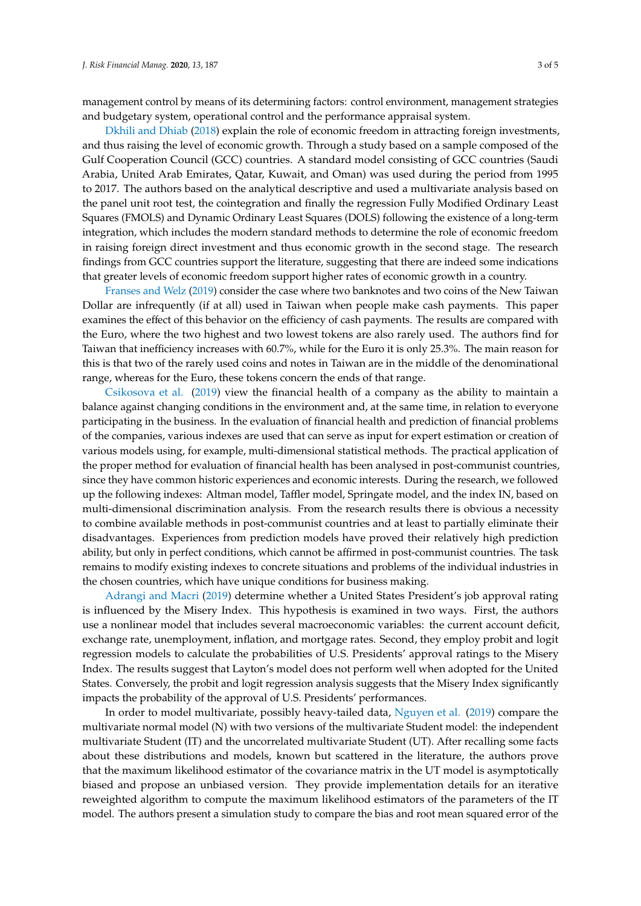management control by means of its determining factors: control environment, management strategies and budgetary system, operational control and the performance appraisal system.

Dkhili and Dhiab (2018) explain the role of economic freedom in attracting foreign investments, and thus raising the level of economic growth. Through a study based on a sample composed of the Gulf Cooperation Council (GCC) countries. A standard model consisting of GCC countries (Saudi Arabia, United Arab Emirates, Qatar, Kuwait, and Oman) was used during the period from 1995 to 2017. The authors based on the analytical descriptive and used a multivariate analysis based on the panel unit root test, the cointegration and finally the regression Fully Modified Ordinary Least Squares (FMOLS) and Dynamic Ordinary Least Squares (DOLS) following the existence of a long-term integration, which includes the modern standard methods to determine the role of economic freedom in raising foreign direct investment and thus economic growth in the second stage. The research findings from GCC countries support the literature, suggesting that there are indeed some indications that greater levels of economic freedom support higher rates of economic growth in a country.

Franses and Welz (2019) consider the case where two banknotes and two coins of the New Taiwan Dollar are infrequently (if at all) used in Taiwan when people make cash payments. This paper examines the effect of this behavior on the efficiency of cash payments. The results are compared with the Euro, where the two highest and two lowest tokens are also rarely used. The authors find for Taiwan that inefficiency increases with 60.7%, while for the Euro it is only 25.3%. The main reason for this is that two of the rarely used coins and notes in Taiwan are in the middle of the denominational range, whereas for the Euro, these tokens concern the ends of that range.

Csikosova et al. (2019) view the financial health of a company as the ability to maintain a balance against changing conditions in the environment and, at the same time, in relation to everyone participating in the business. In the evaluation of financial health and prediction of financial problems of the companies, various indexes are used that can serve as input for expert estimation or creation of various models using, for example, multi-dimensional statistical methods. The practical application of the proper method for evaluation of financial health has been analysed in post-communist countries, since they have common historic experiences and economic interests. During the research, we followed up the following indexes: Altman model, Taffler model, Springate model, and the index IN, based on multi-dimensional discrimination analysis. From the research results there is obvious a necessity to combine available methods in post-communist countries and at least to partially eliminate their disadvantages. Experiences from prediction models have proved their relatively high prediction ability, but only in perfect conditions, which cannot be affirmed in post-communist countries. The task remains to modify existing indexes to concrete situations and problems of the individual industries in the chosen countries, which have unique conditions for business making.

Adrangi and Macri (2019) determine whether a United States President's job approval rating is influenced by the Misery Index. This hypothesis is examined in two ways. First, the authors use a nonlinear model that includes several macroeconomic variables: the current account deficit, exchange rate, unemployment, inflation, and mortgage rates. Second, they employ probit and logit regression models to calculate the probabilities of U.S. Presidents' approval ratings to the Misery Index. The results suggest that Layton's model does not perform well when adopted for the United States. Conversely, the probit and logit regression analysis suggests that the Misery Index significantly impacts the probability of the approval of U.S. Presidents' performances.

In order to model multivariate, possibly heavy-tailed data, Nguyen et al. (2019) compare the multivariate normal model (N) with two versions of the multivariate Student model: the independent multivariate Student (IT) and the uncorrelated multivariate Student (UT). After recalling some facts about these distributions and models, known but scattered in the literature, the authors prove that the maximum likelihood estimator of the covariance matrix in the UT model is asymptotically biased and propose an unbiased version. They provide implementation details for an iterative reweighted algorithm to compute the maximum likelihood estimators of the parameters of the IT model. The authors present a simulation study to compare the bias and root mean squared error of the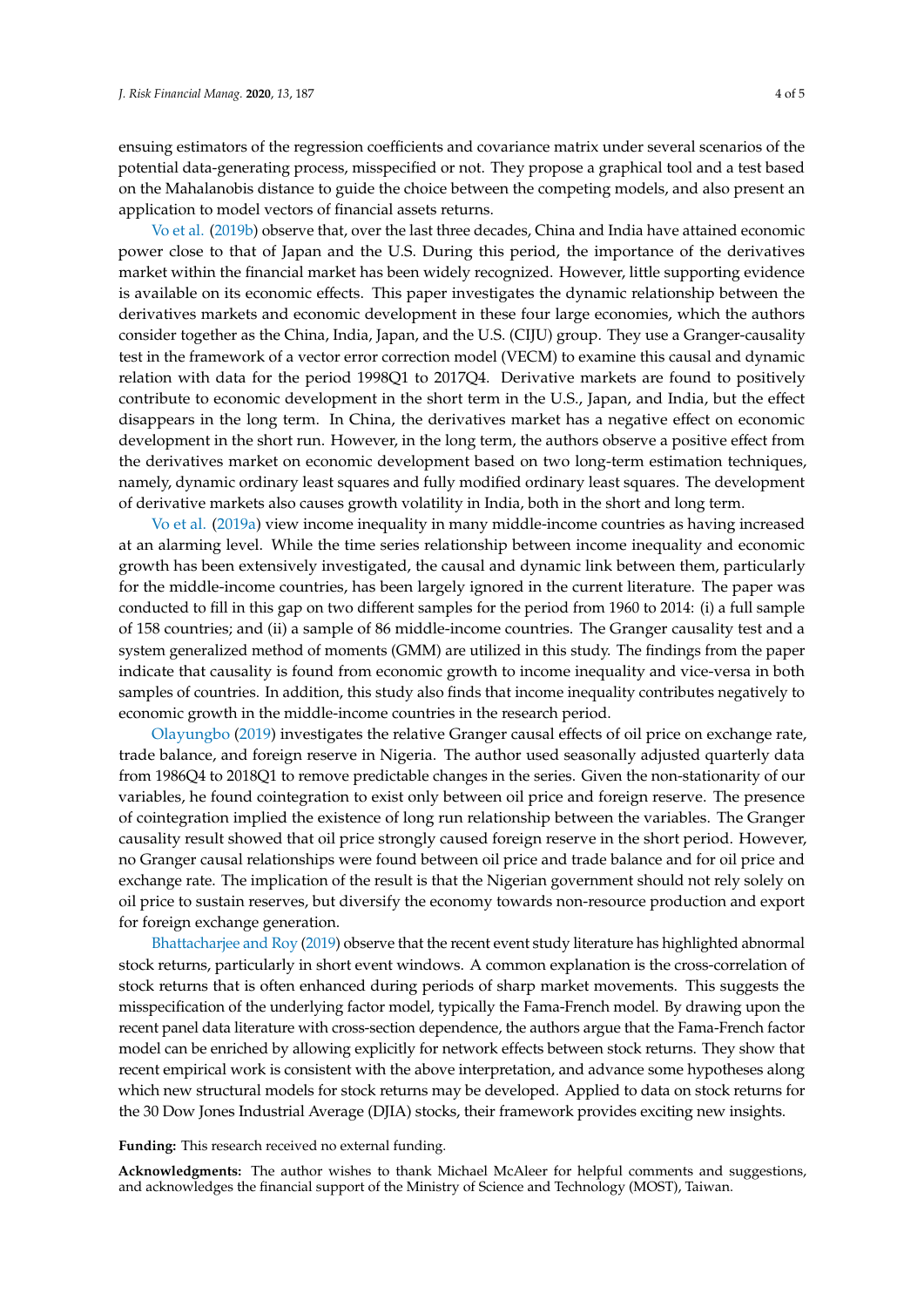ensuing estimators of the regression coefficients and covariance matrix under several scenarios of the potential data-generating process, misspecified or not. They propose a graphical tool and a test based on the Mahalanobis distance to guide the choice between the competing models, and also present an application to model vectors of financial assets returns.

Vo et al. (2019b) observe that, over the last three decades, China and India have attained economic power close to that of Japan and the U.S. During this period, the importance of the derivatives market within the financial market has been widely recognized. However, little supporting evidence is available on its economic effects. This paper investigates the dynamic relationship between the derivatives markets and economic development in these four large economies, which the authors consider together as the China, India, Japan, and the U.S. (CIJU) group. They use a Granger-causality test in the framework of a vector error correction model (VECM) to examine this causal and dynamic relation with data for the period 1998Q1 to 2017Q4. Derivative markets are found to positively contribute to economic development in the short term in the U.S., Japan, and India, but the effect disappears in the long term. In China, the derivatives market has a negative effect on economic development in the short run. However, in the long term, the authors observe a positive effect from the derivatives market on economic development based on two long-term estimation techniques, namely, dynamic ordinary least squares and fully modified ordinary least squares. The development of derivative markets also causes growth volatility in India, both in the short and long term.

Vo et al. (2019a) view income inequality in many middle-income countries as having increased at an alarming level. While the time series relationship between income inequality and economic growth has been extensively investigated, the causal and dynamic link between them, particularly for the middle-income countries, has been largely ignored in the current literature. The paper was conducted to fill in this gap on two different samples for the period from 1960 to 2014: (i) a full sample of 158 countries; and (ii) a sample of 86 middle-income countries. The Granger causality test and a system generalized method of moments (GMM) are utilized in this study. The findings from the paper indicate that causality is found from economic growth to income inequality and vice-versa in both samples of countries. In addition, this study also finds that income inequality contributes negatively to economic growth in the middle-income countries in the research period.

Olayungbo (2019) investigates the relative Granger causal effects of oil price on exchange rate, trade balance, and foreign reserve in Nigeria. The author used seasonally adjusted quarterly data from 1986Q4 to 2018Q1 to remove predictable changes in the series. Given the non-stationarity of our variables, he found cointegration to exist only between oil price and foreign reserve. The presence of cointegration implied the existence of long run relationship between the variables. The Granger causality result showed that oil price strongly caused foreign reserve in the short period. However, no Granger causal relationships were found between oil price and trade balance and for oil price and exchange rate. The implication of the result is that the Nigerian government should not rely solely on oil price to sustain reserves, but diversify the economy towards non-resource production and export for foreign exchange generation.

Bhattacharjee and Roy (2019) observe that the recent event study literature has highlighted abnormal stock returns, particularly in short event windows. A common explanation is the cross-correlation of stock returns that is often enhanced during periods of sharp market movements. This suggests the misspecification of the underlying factor model, typically the Fama-French model. By drawing upon the recent panel data literature with cross-section dependence, the authors argue that the Fama-French factor model can be enriched by allowing explicitly for network effects between stock returns. They show that recent empirical work is consistent with the above interpretation, and advance some hypotheses along which new structural models for stock returns may be developed. Applied to data on stock returns for the 30 Dow Jones Industrial Average (DJIA) stocks, their framework provides exciting new insights.

**Funding:** This research received no external funding.

**Acknowledgments:** The author wishes to thank Michael McAleer for helpful comments and suggestions, and acknowledges the financial support of the Ministry of Science and Technology (MOST), Taiwan.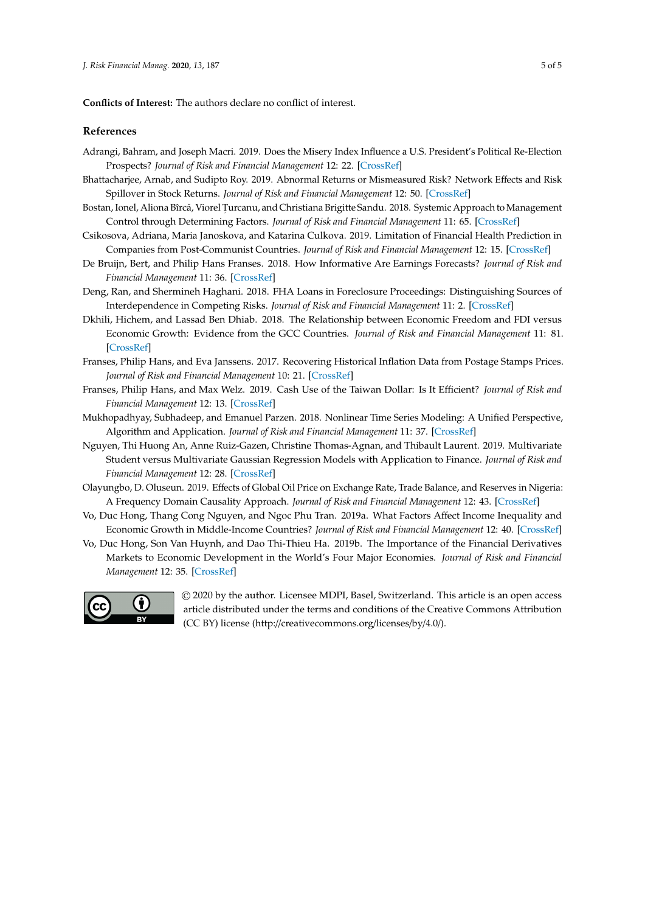**Conflicts of Interest:** The authors declare no conflict of interest.

## References

Adrangi, Bahram, and Joseph Macri. 2019. Does the Misery Index Influence a U.S. President's Political Re-Election Prospects? *Journal of Risk and Financial Management* 12: 22. [CrossRef]

Bhattacharjee, Arnab, and Sudipto Roy. 2019. Abnormal Returns or Mismeasured Risk? Network Effects and Risk Spillover in Stock Returns. *Journal of Risk and Financial Management* 12: 50. [CrossRef]

Bostan, Ionel, Aliona Bîrcă, Viorel Țurcanu, and Christiana Brigitte Sandu. 2018. Systemic Approach to Management Control through Determining Factors. *Journal of Risk and Financial Management* 11: 65. [CrossRef]

Csikosova, Adriana, Maria Janoskova, and Katarina Culkova. 2019. Limitation of Financial Health Prediction in Companies from Post-Communist Countries. *Journal of Risk and Financial Management* 12: 15. [CrossRef]

De Bruijn, Bert, and Philip Hans Franses. 2018. How Informative Are Earnings Forecasts? *Journal of Risk and Financial Management* 11: 36. [CrossRef]

Deng, Ran, and Sherminch Haghani. 2018. FHA Loans in Foreclosure Proceedings: Distinguishing Sources of Interdependence in Competing Risks. *Journal of Risk and Financial Management* 11: 2. [CrossRef]

Dkhili, Hichem, and Lassad Ben Dhiab. 2018. The Relationship between Economic Freedom and FDI versus Economic Growth: Evidence from the GCC Countries. *Journal of Risk and Financial Management* 11: 81. [CrossRef]

Franses, Philip Hans, and Eva Janssens. 2017. Recovering Historical Inflation Data from Postage Stamps Prices. *Journal of Risk and Financial Management* 10: 21. [CrossRef]

Franses, Philip Hans, and Max Welz. 2019. Cash Use of the Taiwan Dollar: Is It Efficient? *Journal of Risk and Financial Management* 12: 13. [CrossRef]

Mukhopadhyay, Subhadeep, and Emanuel Parzen. 2018. Nonlinear Time Series Modeling: A Unified Perspective, Algorithm and Application. *Journal of Risk and Financial Management* 11: 37. [CrossRef]

Nguyen, Thi Huong An, Anne Ruiz-Gazen, Christine Thomas-Agnan, and Thibault Laurent. 2019. Multivariate Student versus Multivariate Gaussian Regression Models with Application to Finance. *Journal of Risk and Financial Management* 12: 28. [CrossRef]

Olayungbo, D. Oluseun. 2019. Effects of Global Oil Price on Exchange Rate, Trade Balance, and Reserves in Nigeria: A Frequency Domain Causality Approach. *Journal of Risk and Financial Management* 12: 43. [CrossRef]

Vo, Duc Hong, Thang Cong Nguyen, and Ngoc Phu Tran. 2019a. What Factors Affect Income Inequality and Economic Growth in Middle-Income Countries? *Journal of Risk and Financial Management* 12: 40. [CrossRef]

Vo, Duc Hong, Son Van Huynh, and Dao Thi-Thieu Ha. 2019b. The Importance of the Financial Derivatives Markets to Economic Development in the World's Four Major Economies. *Journal of Risk and Financial Management* 12: 35. [CrossRef]

© 2020 by the author. Licensee MDPI, Basel, Switzerland. This article is an open access article distributed under the terms and conditions of the Creative Commons Attribution (CC BY) license (http://creativecommons.org/licenses/by/4.0/).